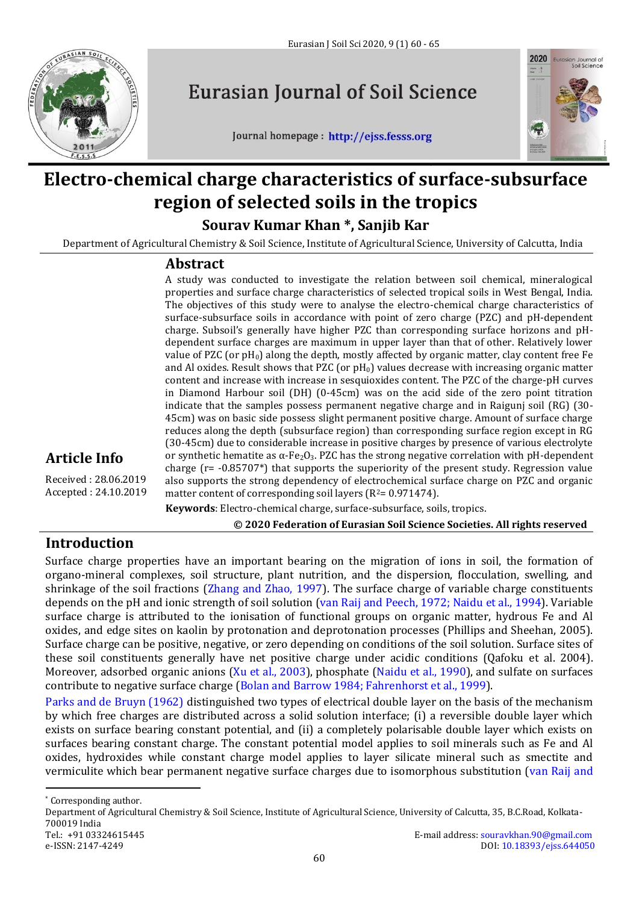# Electro-chemical charge characteristics of surface-subsurface region of selected soils in the tropics

**Sourav Kumar Khan \*, Sanjib Kar**

Department of Agricultural Chemistry & Soil Science, Institute of Agricultural Science, University of Calcutta, India

## Article Info

Received : 28.06.2019
Accepted : 24.10.2019

## Abstract

A study was conducted to investigate the relation between soil chemical, mineralogical properties and surface charge characteristics of selected tropical soils in West Bengal, India. The objectives of this study were to analyse the electro-chemical charge characteristics of surface-subsurface soils in accordance with point of zero charge (PZC) and pH-dependent charge. Subsoil's generally have higher PZC than corresponding surface horizons and pH-dependent surface charges are maximum in upper layer than that of other. Relatively lower value of PZC (or $pH_0$) along the depth, mostly affected by organic matter, clay content free Fe and Al oxides. Result shows that PZC (or $pH_0$) values decrease with increasing organic matter content and increase with increase in sesquioxides content. The PZC of the charge-pH curves in Diamond Harbour soil (DH) (0-45cm) was on the acid side of the zero point titration indicate that the samples possess permanent negative charge and in Raigunj soil (RG) (30-45cm) was on basic side possess slight permanent positive charge. Amount of surface charge reduces along the depth (subsurface region) than corresponding surface region except in RG (30-45cm) due to considerable increase in positive charges by presence of various electrolyte or synthetic hematite as $\alpha$-$Fe_2O_3$. PZC has the strong negative correlation with pH-dependent charge (r= -0.85707\*) that supports the superiority of the present study. Regression value also supports the strong dependency of electrochemical surface charge on PZC and organic matter content of corresponding soil layers ($R^2$= 0.971474).

**Keywords**: Electro-chemical charge, surface-subsurface, soils, tropics.

**© 2020 Federation of Eurasian Soil Science Societies. All rights reserved**

## Introduction

Surface charge properties have an important bearing on the migration of ions in soil, the formation of organo-mineral complexes, soil structure, plant nutrition, and the dispersion, flocculation, swelling, and shrinkage of the soil fractions (Zhang and Zhao, 1997). The surface charge of variable charge constituents depends on the pH and ionic strength of soil solution (van Raij and Peech, 1972; Naidu et al., 1994). Variable surface charge is attributed to the ionisation of functional groups on organic matter, hydrous Fe and Al oxides, and edge sites on kaolin by protonation and deprotonation processes (Phillips and Sheehan, 2005). Surface charge can be positive, negative, or zero depending on conditions of the soil solution. Surface sites of these soil constituents generally have net positive charge under acidic conditions (Qafoku et al. 2004). Moreover, adsorbed organic anions (Xu et al., 2003), phosphate (Naidu et al., 1990), and sulfate on surfaces contribute to negative surface charge (Bolan and Barrow 1984; Fahrenhorst et al., 1999).

Parks and de Bruyn (1962) distinguished two types of electrical double layer on the basis of the mechanism by which free charges are distributed across a solid solution interface; (i) a reversible double layer which exists on surface bearing constant potential, and (ii) a completely polarisable double layer which exists on surfaces bearing constant charge. The constant potential model applies to soil minerals such as Fe and Al oxides, hydroxides while constant charge model applies to layer silicate mineral such as smectite and vermiculite which bear permanent negative surface charges due to isomorphous substitution (van Raij and

\* Corresponding author.
Department of Agricultural Chemistry & Soil Science, Institute of Agricultural Science, University of Calcutta, 35, B.C.Road, Kolkata-700019 India
Tel.: +91 03324615445
E-mail address: souravkhan.90@gmail.com
e-ISSN: 2147-4249
DOI: 10.18393/ejss.644050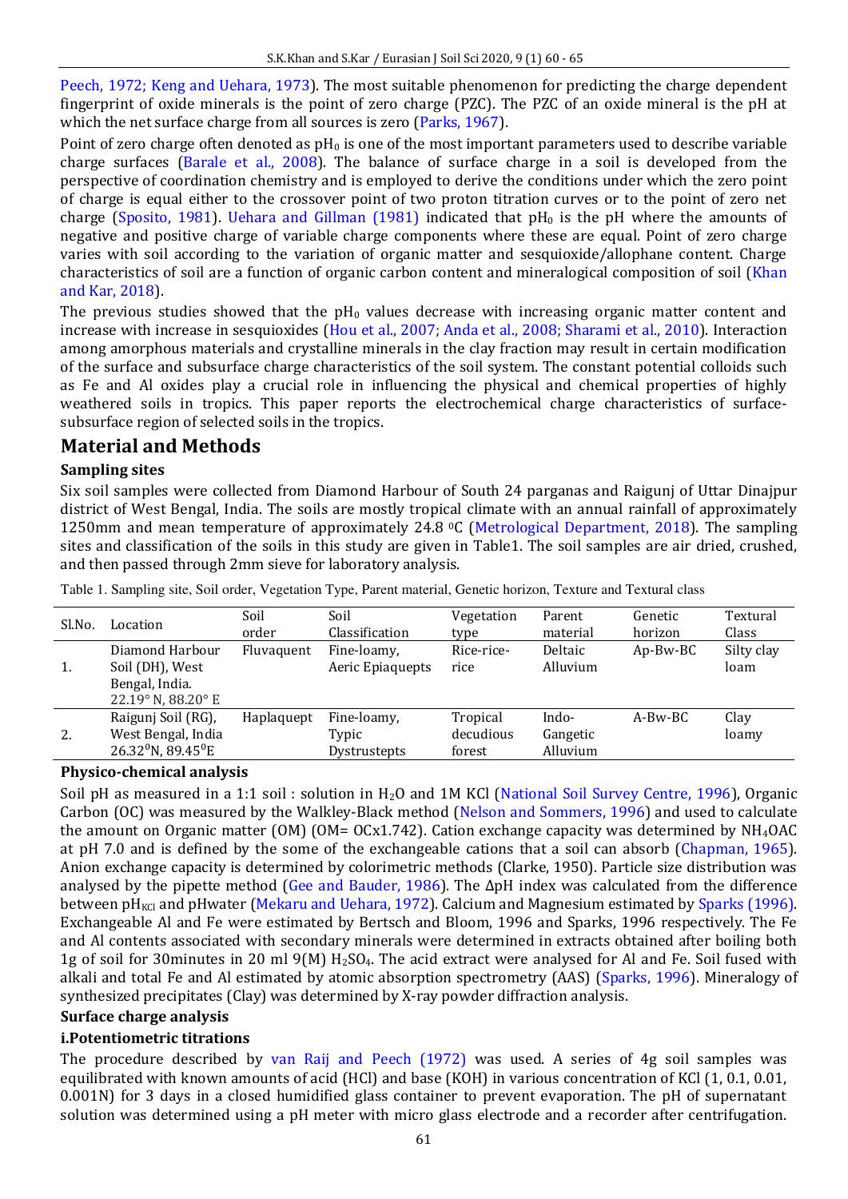Peech, 1972; Keng and Uehara, 1973). The most suitable phenomenon for predicting the charge dependent fingerprint of oxide minerals is the point of zero charge (PZC). The PZC of an oxide mineral is the pH at which the net surface charge from all sources is zero (Parks, 1967).

Point of zero charge often denoted as $pH_0$ is one of the most important parameters used to describe variable charge surfaces (Barale et al., 2008). The balance of surface charge in a soil is developed from the perspective of coordination chemistry and is employed to derive the conditions under which the zero point of charge is equal either to the crossover point of two proton titration curves or to the point of zero net charge (Sposito, 1981). Uehara and Gillman (1981) indicated that $pH_0$ is the pH where the amounts of negative and positive charge of variable charge components where these are equal. Point of zero charge varies with soil according to the variation of organic matter and sesquioxide/allophane content. Charge characteristics of soil are a function of organic carbon content and mineralogical composition of soil (Khan and Kar, 2018).

The previous studies showed that the $pH_0$ values decrease with increasing organic matter content and increase with increase in sesquioxides (Hou et al., 2007; Anda et al., 2008; Sharami et al., 2010). Interaction among amorphous materials and crystalline minerals in the clay fraction may result in certain modification of the surface and subsurface charge characteristics of the soil system. The constant potential colloids such as Fe and Al oxides play a crucial role in influencing the physical and chemical properties of highly weathered soils in tropics. This paper reports the electrochemical charge characteristics of surface-subsurface region of selected soils in the tropics.

## Material and Methods

### Sampling sites

Six soil samples were collected from Diamond Harbour of South 24 parganas and Raigunj of Uttar Dinajpur district of West Bengal, India. The soils are mostly tropical climate with an annual rainfall of approximately 1250mm and mean temperature of approximately 24.8 $^0$C (Metrological Department, 2018). The sampling sites and classification of the soils in this study are given in Table1. The soil samples are air dried, crushed, and then passed through 2mm sieve for laboratory analysis.

Table 1. Sampling site, Soil order, Vegetation Type, Parent material, Genetic horizon, Texture and Textural class

| Sl.No. | Location | Soil order | Soil Classification | Vegetation type | Parent material | Genetic horizon | Textural Class |
|---|---|---|---|---|---|---|---|
| 1. | Diamond Harbour Soil (DH), West Bengal, India. 22.19° N, 88.20° E | Fluvaquent | Fine-loamy, Aeric Epiaquepts | Rice-rice-rice | Deltaic Alluvium | Ap-Bw-BC | Silty clay loam |
| 2. | Raigunj Soil (RG), West Bengal, India 26.32$^0$N, 89.45$^0$E | Haplaquept | Fine-loamy, Typic Dystrustepts | Tropical decudious forest | Indo-Gangetic Alluvium | A-Bw-BC | Clay loamy |

### Physico-chemical analysis

Soil pH as measured in a 1:1 soil : solution in $H_2O$ and 1M KCl (National Soil Survey Centre, 1996), Organic Carbon (OC) was measured by the Walkley-Black method (Nelson and Sommers, 1996) and used to calculate the amount on Organic matter (OM) (OM= OCx1.742). Cation exchange capacity was determined by $NH_4OAC$ at pH 7.0 and is defined by the some of the exchangeable cations that a soil can absorb (Chapman, 1965). Anion exchange capacity is determined by colorimetric methods (Clarke, 1950). Particle size distribution was analysed by the pipette method (Gee and Bauder, 1986). The ΔpH index was calculated from the difference between $pH_{KCl}$ and pHwater (Mekaru and Uehara, 1972). Calcium and Magnesium estimated by Sparks (1996). Exchangeable Al and Fe were estimated by Bertsch and Bloom, 1996 and Sparks, 1996 respectively. The Fe and Al contents associated with secondary minerals were determined in extracts obtained after boiling both 1g of soil for 30minutes in 20 ml 9(M) $H_2SO_4$. The acid extract were analysed for Al and Fe. Soil fused with alkali and total Fe and Al estimated by atomic absorption spectrometry (AAS) (Sparks, 1996). Mineralogy of synthesized precipitates (Clay) was determined by X-ray powder diffraction analysis.

### Surface charge analysis

#### i.Potentiometric titrations

The procedure described by van Raij and Peech (1972) was used. A series of 4g soil samples was equilibrated with known amounts of acid (HCl) and base (KOH) in various concentration of KCl (1, 0.1, 0.01, 0.001N) for 3 days in a closed humidified glass container to prevent evaporation. The pH of supernatant solution was determined using a pH meter with micro glass electrode and a recorder after centrifugation.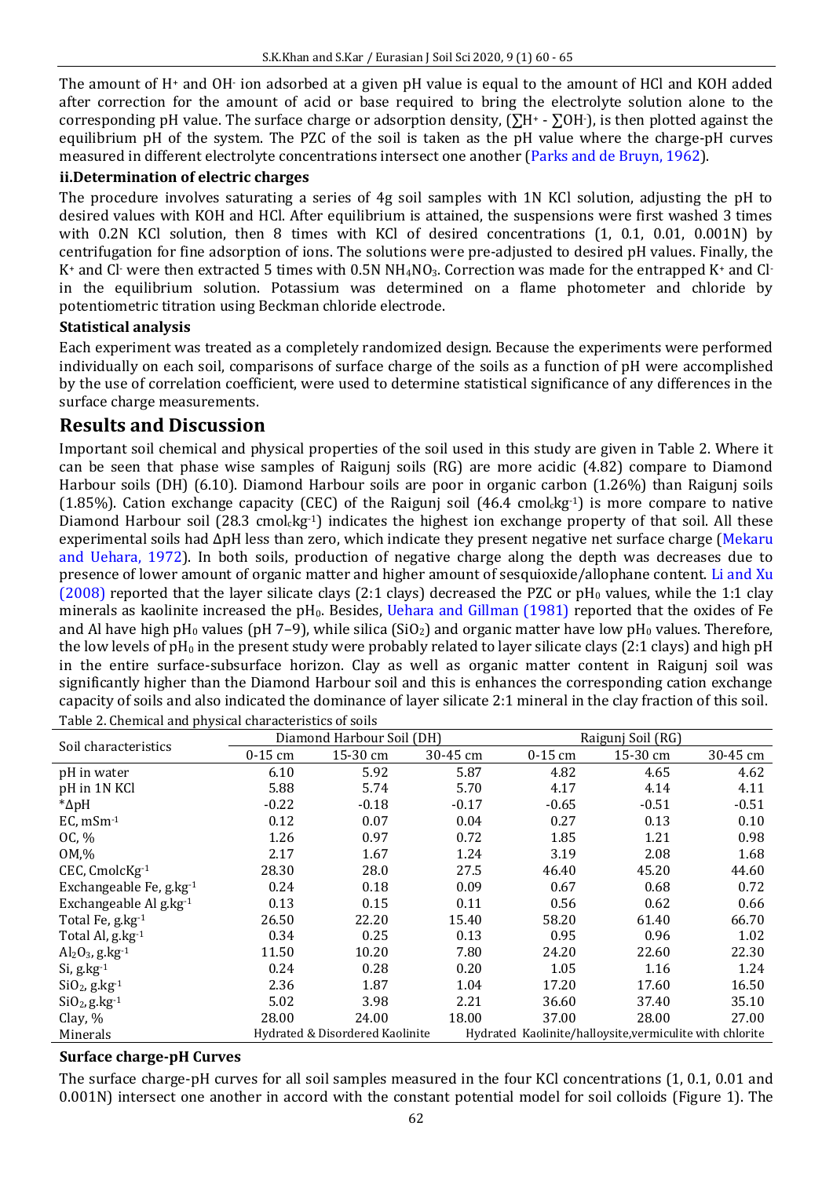The amount of $H^+$ and $OH^-$ ion adsorbed at a given pH value is equal to the amount of HCl and KOH added after correction for the amount of acid or base required to bring the electrolyte solution alone to the corresponding pH value. The surface charge or adsorption density, ($\sum H^+ - \sum OH^-$), is then plotted against the equilibrium pH of the system. The PZC of the soil is taken as the pH value where the charge-pH curves measured in different electrolyte concentrations intersect one another (Parks and de Bruyn, 1962).

**ii.Determination of electric charges**

The procedure involves saturating a series of 4g soil samples with 1N KCl solution, adjusting the pH to desired values with KOH and HCl. After equilibrium is attained, the suspensions were first washed 3 times with 0.2N KCl solution, then 8 times with KCl of desired concentrations (1, 0.1, 0.01, 0.001N) by centrifugation for fine adsorption of ions. The solutions were pre-adjusted to desired pH values. Finally, the $K^+$ and $Cl^-$ were then extracted 5 times with 0.5N $NH_4NO_3$. Correction was made for the entrapped $K^+$ and $Cl^-$ in the equilibrium solution. Potassium was determined on a flame photometer and chloride by potentiometric titration using Beckman chloride electrode.

**Statistical analysis**

Each experiment was treated as a completely randomized design. Because the experiments were performed individually on each soil, comparisons of surface charge of the soils as a function of pH were accomplished by the use of correlation coefficient, were used to determine statistical significance of any differences in the surface charge measurements.

## Results and Discussion

Important soil chemical and physical properties of the soil used in this study are given in Table 2. Where it can be seen that phase wise samples of Raigunj soils (RG) are more acidic (4.82) compare to Diamond Harbour soils (DH) (6.10). Diamond Harbour soils are poor in organic carbon (1.26%) than Raigunj soils (1.85%). Cation exchange capacity (CEC) of the Raigunj soil (46.4 $cmol_c kg^{-1}$) is more compare to native Diamond Harbour soil (28.3 $cmol_c kg^{-1}$) indicates the highest ion exchange property of that soil. All these experimental soils had ΔpH less than zero, which indicate they present negative net surface charge (Mekaru and Uehara, 1972). In both soils, production of negative charge along the depth was decreases due to presence of lower amount of organic matter and higher amount of sesquioxide/allophane content. Li and Xu (2008) reported that the layer silicate clays (2:1 clays) decreased the PZC or $pH_0$ values, while the 1:1 clay minerals as kaolinite increased the $pH_0$. Besides, Uehara and Gillman (1981) reported that the oxides of Fe and Al have high $pH_0$ values (pH 7–9), while silica ($SiO_2$) and organic matter have low $pH_0$ values. Therefore, the low levels of $pH_0$ in the present study were probably related to layer silicate clays (2:1 clays) and high pH in the entire surface-subsurface horizon. Clay as well as organic matter content in Raigunj soil was significantly higher than the Diamond Harbour soil and this is enhances the corresponding cation exchange capacity of soils and also indicated the dominance of layer silicate 2:1 mineral in the clay fraction of this soil.

Table 2. Chemical and physical characteristics of soils

| Soil characteristics | Diamond Harbour Soil (DH) | | | Raigunj Soil (RG) | | |
|---|---|---|---|---|---|---|
| | 0-15 cm | 15-30 cm | 30-45 cm | 0-15 cm | 15-30 cm | 30-45 cm |
| pH in water | 6.10 | 5.92 | 5.87 | 4.82 | 4.65 | 4.62 |
| pH in 1N KCl | 5.88 | 5.74 | 5.70 | 4.17 | 4.14 | 4.11 |
| *ΔpH | -0.22 | -0.18 | -0.17 | -0.65 | -0.51 | -0.51 |
| EC, $mSm^{-1}$ | 0.12 | 0.07 | 0.04 | 0.27 | 0.13 | 0.10 |
| OC, % | 1.26 | 0.97 | 0.72 | 1.85 | 1.21 | 0.98 |
| OM,% | 2.17 | 1.67 | 1.24 | 3.19 | 2.08 | 1.68 |
| CEC, $CmolcKg^{-1}$ | 28.30 | 28.0 | 27.5 | 46.40 | 45.20 | 44.60 |
| Exchangeable Fe, $g.kg^{-1}$ | 0.24 | 0.18 | 0.09 | 0.67 | 0.68 | 0.72 |
| Exchangeable Al $g.kg^{-1}$ | 0.13 | 0.15 | 0.11 | 0.56 | 0.62 | 0.66 |
| Total Fe, $g.kg^{-1}$ | 26.50 | 22.20 | 15.40 | 58.20 | 61.40 | 66.70 |
| Total Al, $g.kg^{-1}$ | 0.34 | 0.25 | 0.13 | 0.95 | 0.96 | 1.02 |
| $Al_2O_3$, $g.kg^{-1}$ | 11.50 | 10.20 | 7.80 | 24.20 | 22.60 | 22.30 |
| Si, $g.kg^{-1}$ | 0.24 | 0.28 | 0.20 | 1.05 | 1.16 | 1.24 |
| $SiO_2$, $g.kg^{-1}$ | 2.36 | 1.87 | 1.04 | 17.20 | 17.60 | 16.50 |
| $SiO_2$, $g.kg^{-1}$ | 5.02 | 3.98 | 2.21 | 36.60 | 37.40 | 35.10 |
| Clay, % | 28.00 | 24.00 | 18.00 | 37.00 | 28.00 | 27.00 |
| Minerals | Hydrated & Disordered Kaolinite | | | Hydrated Kaolinite/halloysite,vermiculite with chlorite | | |

**Surface charge-pH Curves**

The surface charge-pH curves for all soil samples measured in the four KCl concentrations (1, 0.1, 0.01 and 0.001N) intersect one another in accord with the constant potential model for soil colloids (Figure 1). The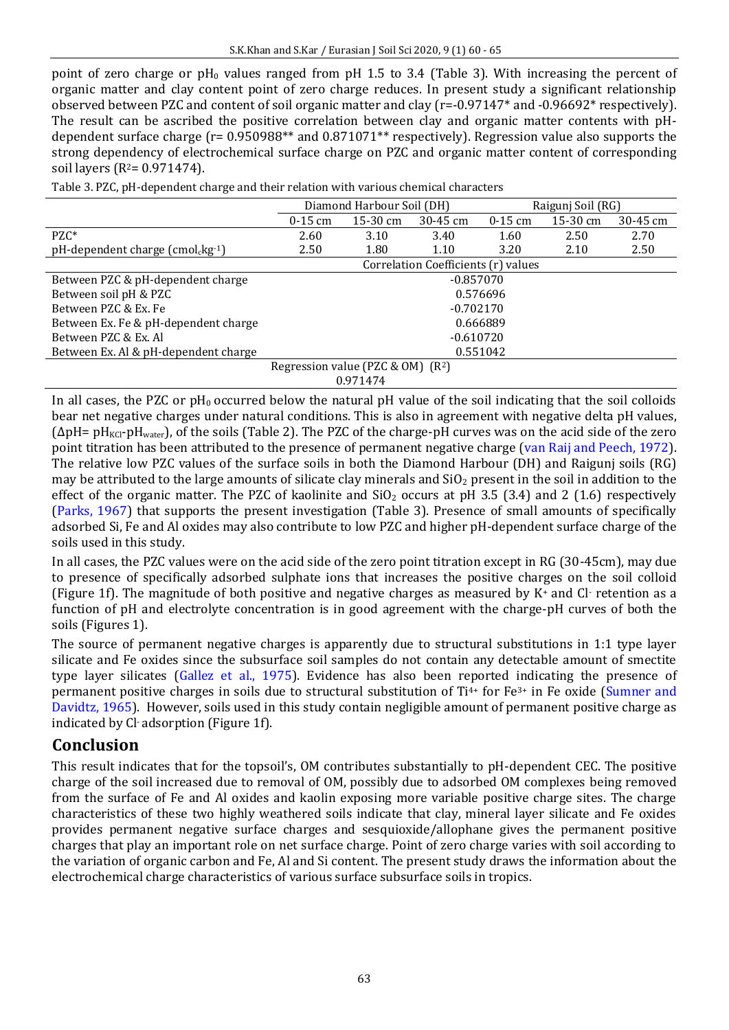point of zero charge or $pH_0$ values ranged from pH 1.5 to 3.4 (Table 3). With increasing the percent of organic matter and clay content point of zero charge reduces. In present study a significant relationship observed between PZC and content of soil organic matter and clay (r=-0.97147* and -0.96692* respectively). The result can be ascribed the positive correlation between clay and organic matter contents with pH-dependent surface charge (r= 0.950988** and 0.871071** respectively). Regression value also supports the strong dependency of electrochemical surface charge on PZC and organic matter content of corresponding soil layers ($R^2$= 0.971474).

Table 3. PZC, pH-dependent charge and their relation with various chemical characters

| | Diamond Harbour Soil (DH) | | | Raigunj Soil (RG) | | |
|---|---|---|---|---|---|---|
| | 0-15 cm | 15-30 cm | 30-45 cm | 0-15 cm | 15-30 cm | 30-45 cm |
| PZC* | 2.60 | 3.10 | 3.40 | 1.60 | 2.50 | 2.70 |
| pH-dependent charge ($cmol_c kg^{-1}$) | 2.50 | 1.80 | 1.10 | 3.20 | 2.10 | 2.50 |
| | Correlation Coefficients (r) values | | | | | |
| Between PZC & pH-dependent charge | -0.857070 | | | | | |
| Between soil pH & PZC | 0.576696 | | | | | |
| Between PZC & Ex. Fe | -0.702170 | | | | | |
| Between Ex. Fe & pH-dependent charge | 0.666889 | | | | | |
| Between PZC & Ex. Al | -0.610720 | | | | | |
| Between Ex. Al & pH-dependent charge | 0.551042 | | | | | |
| Regression value (PZC & OM) ($R^2$) | 0.971474 | | | | | |

In all cases, the PZC or $pH_0$ occurred below the natural pH value of the soil indicating that the soil colloids bear net negative charges under natural conditions. This is also in agreement with negative delta pH values, ($\Delta pH = pH_{KCl} - pH_{water}$), of the soils (Table 2). The PZC of the charge-pH curves was on the acid side of the zero point titration has been attributed to the presence of permanent negative charge (van Raij and Peech, 1972). The relative low PZC values of the surface soils in both the Diamond Harbour (DH) and Raigunj soils (RG) may be attributed to the large amounts of silicate clay minerals and $SiO_2$ present in the soil in addition to the effect of the organic matter. The PZC of kaolinite and $SiO_2$ occurs at pH 3.5 (3.4) and 2 (1.6) respectively (Parks, 1967) that supports the present investigation (Table 3). Presence of small amounts of specifically adsorbed Si, Fe and Al oxides may also contribute to low PZC and higher pH-dependent surface charge of the soils used in this study.

In all cases, the PZC values were on the acid side of the zero point titration except in RG (30-45cm), may due to presence of specifically adsorbed sulphate ions that increases the positive charges on the soil colloid (Figure 1f). The magnitude of both positive and negative charges as measured by $K^+$ and $Cl^-$ retention as a function of pH and electrolyte concentration is in good agreement with the charge-pH curves of both the soils (Figures 1).

The source of permanent negative charges is apparently due to structural substitutions in 1:1 type layer silicate and Fe oxides since the subsurface soil samples do not contain any detectable amount of smectite type layer silicates (Gallez et al., 1975). Evidence has also been reported indicating the presence of permanent positive charges in soils due to structural substitution of $Ti^{4+}$ for $Fe^{3+}$ in Fe oxide (Sumner and Davidtz, 1965). However, soils used in this study contain negligible amount of permanent positive charge as indicated by $Cl^-$ adsorption (Figure 1f).

## Conclusion

This result indicates that for the topsoil's, OM contributes substantially to pH-dependent CEC. The positive charge of the soil increased due to removal of OM, possibly due to adsorbed OM complexes being removed from the surface of Fe and Al oxides and kaolin exposing more variable positive charge sites. The charge characteristics of these two highly weathered soils indicate that clay, mineral layer silicate and Fe oxides provides permanent negative surface charges and sesquioxide/allophane gives the permanent positive charges that play an important role on net surface charge. Point of zero charge varies with soil according to the variation of organic carbon and Fe, Al and Si content. The present study draws the information about the electrochemical charge characteristics of various surface subsurface soils in tropics.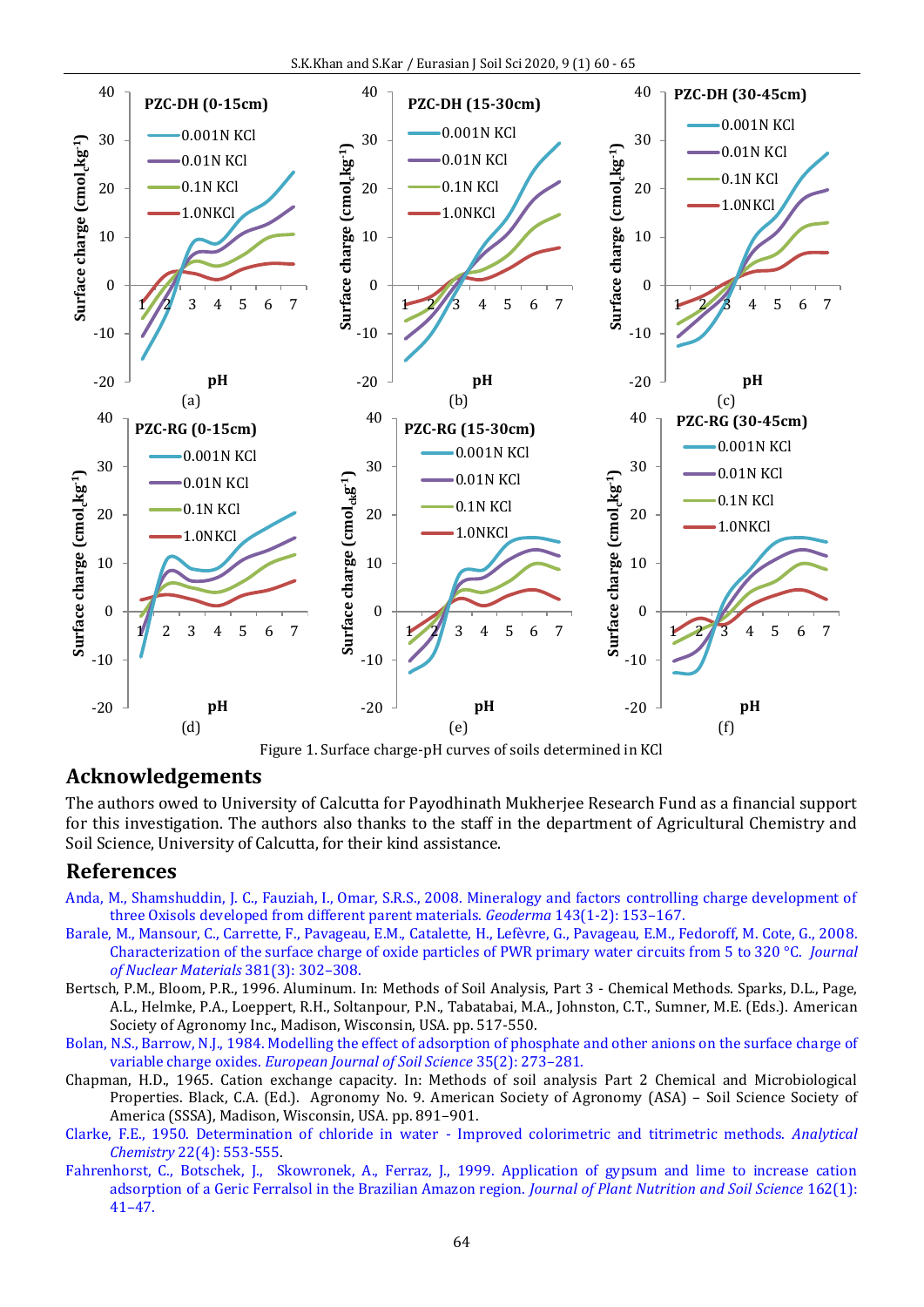Figure 1. Surface charge-pH curves of soils determined in KCl

## Acknowledgements

The authors owed to University of Calcutta for Payodhinath Mukherjee Research Fund as a financial support for this investigation. The authors also thanks to the staff in the department of Agricultural Chemistry and Soil Science, University of Calcutta, for their kind assistance.

## References

Anda, M., Shamshuddin, J. C., Fauziah, I., Omar, S.R.S., 2008. Mineralogy and factors controlling charge development of three Oxisols developed from different parent materials. *Geoderma* 143(1-2): 153–167.

Barale, M., Mansour, C., Carrette, F., Pavageau, E.M., Catalette, H., Lefèvre, G., Pavageau, E.M., Fedoroff, M. Cote, G., 2008. Characterization of the surface charge of oxide particles of PWR primary water circuits from 5 to 320 °C. *Journal of Nuclear Materials* 381(3): 302–308.

Bertsch, P.M., Bloom, P.R., 1996. Aluminum. In: Methods of Soil Analysis, Part 3 - Chemical Methods. Sparks, D.L., Page, A.L., Helmke, P.A., Loeppert, R.H., Soltanpour, P.N., Tabatabai, M.A., Johnston, C.T., Sumner, M.E. (Eds.). American Society of Agronomy Inc., Madison, Wisconsin, USA. pp. 517-550.

Bolan, N.S., Barrow, N.J., 1984. Modelling the effect of adsorption of phosphate and other anions on the surface charge of variable charge oxides. *European Journal of Soil Science* 35(2): 273–281.

Chapman, H.D., 1965. Cation exchange capacity. In: Methods of soil analysis Part 2 Chemical and Microbiological Properties. Black, C.A. (Ed.). Agronomy No. 9. American Society of Agronomy (ASA) – Soil Science Society of America (SSSA), Madison, Wisconsin, USA. pp. 891–901.

Clarke, F.E., 1950. Determination of chloride in water - Improved colorimetric and titrimetric methods. *Analytical Chemistry* 22(4): 553-555.

Fahrenhorst, C., Botschek, J., Skowronek, A., Ferraz, J., 1999. Application of gypsum and lime to increase cation adsorption of a Geric Ferralsol in the Brazilian Amazon region. *Journal of Plant Nutrition and Soil Science* 162(1): 41–47.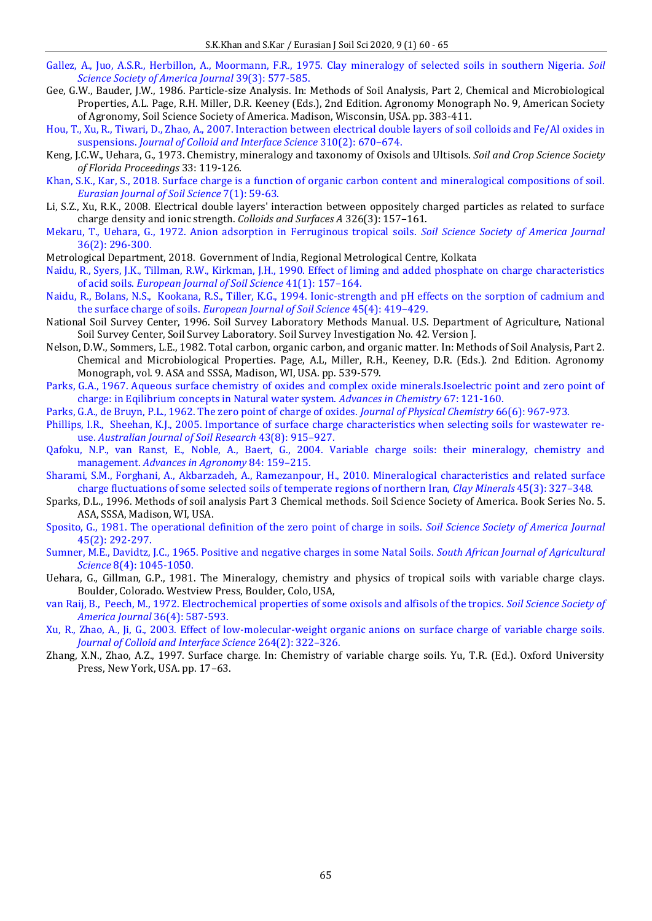Gallez, A., Juo, A.S.R., Herbillon, A., Moormann, F.R., 1975. Clay mineralogy of selected soils in southern Nigeria. *Soil Science Society of America Journal* 39(3): 577-585.

Gee, G.W., Bauder, J.W., 1986. Particle-size Analysis. In: Methods of Soil Analysis, Part 2, Chemical and Microbiological Properties, A.L. Page, R.H. Miller, D.R. Keeney (Eds.), 2nd Edition. Agronomy Monograph No. 9, American Society of Agronomy, Soil Science Society of America. Madison, Wisconsin, USA. pp. 383-411.

Hou, T., Xu, R., Tiwari, D., Zhao, A., 2007. Interaction between electrical double layers of soil colloids and Fe/Al oxides in suspensions. *Journal of Colloid and Interface Science* 310(2): 670–674.

Keng, J.C.W., Uehara, G., 1973. Chemistry, mineralogy and taxonomy of Oxisols and Ultisols. *Soil and Crop Science Society of Florida Proceedings* 33: 119-126.

Khan, S.K., Kar, S., 2018. Surface charge is a function of organic carbon content and mineralogical compositions of soil. *Eurasian Journal of Soil Science* 7(1): 59-63.

Li, S.Z., Xu, R.K., 2008. Electrical double layers' interaction between oppositely charged particles as related to surface charge density and ionic strength. *Colloids and Surfaces A* 326(3): 157–161.

Mekaru, T., Uehara, G., 1972. Anion adsorption in Ferruginous tropical soils. *Soil Science Society of America Journal* 36(2): 296-300.

Metrological Department, 2018. Government of India, Regional Metrological Centre, Kolkata

Naidu, R., Syers, J.K., Tillman, R.W., Kirkman, J.H., 1990. Effect of liming and added phosphate on charge characteristics of acid soils. *European Journal of Soil Science* 41(1): 157–164.

Naidu, R., Bolans, N.S., Kookana, R.S., Tiller, K.G., 1994. Ionic-strength and pH effects on the sorption of cadmium and the surface charge of soils. *European Journal of Soil Science* 45(4): 419–429.

National Soil Survey Center, 1996. Soil Survey Laboratory Methods Manual. U.S. Department of Agriculture, National Soil Survey Center, Soil Survey Laboratory. Soil Survey Investigation No. 42. Version J.

Nelson, D.W., Sommers, L.E., 1982. Total carbon, organic carbon, and organic matter. In: Methods of Soil Analysis, Part 2. Chemical and Microbiological Properties. Page, A.L, Miller, R.H., Keeney, D.R. (Eds.). 2nd Edition. Agronomy Monograph, vol. 9. ASA and SSSA, Madison, WI, USA. pp. 539-579.

Parks, G.A., 1967. Aqueous surface chemistry of oxides and complex oxide minerals.Isoelectric point and zero point of charge: in Eqilibrium concepts in Natural water system. *Advances in Chemistry* 67: 121-160.

Parks, G.A., de Bruyn, P.L., 1962. The zero point of charge of oxides. *Journal of Physical Chemistry* 66(6): 967-973.

Phillips, I.R., Sheehan, K.J., 2005. Importance of surface charge characteristics when selecting soils for wastewater re-use. *Australian Journal of Soil Research* 43(8): 915–927.

Qafoku, N.P., van Ranst, E., Noble, A., Baert, G., 2004. Variable charge soils: their mineralogy, chemistry and management. *Advances in Agronomy* 84: 159–215.

Sharami, S.M., Forghani, A., Akbarzadeh, A., Ramezanpour, H., 2010. Mineralogical characteristics and related surface charge fluctuations of some selected soils of temperate regions of northern Iran, *Clay Minerals* 45(3): 327–348.

Sparks, D.L., 1996. Methods of soil analysis Part 3 Chemical methods. Soil Science Society of America. Book Series No. 5. ASA, SSSA, Madison, WI, USA.

Sposito, G., 1981. The operational definition of the zero point of charge in soils. *Soil Science Society of America Journal* 45(2): 292-297.

Sumner, M.E., Davidtz, J.C., 1965. Positive and negative charges in some Natal Soils. *South African Journal of Agricultural Science* 8(4): 1045-1050.

Uehara, G., Gillman, G.P., 1981. The Mineralogy, chemistry and physics of tropical soils with variable charge clays. Boulder, Colorado. Westview Press, Boulder, Colo, USA,

van Raij, B., Peech, M., 1972. Electrochemical properties of some oxisols and alfisols of the tropics. *Soil Science Society of America Journal* 36(4): 587-593.

Xu, R., Zhao, A., Ji, G., 2003. Effect of low-molecular-weight organic anions on surface charge of variable charge soils. *Journal of Colloid and Interface Science* 264(2): 322–326.

Zhang, X.N., Zhao, A.Z., 1997. Surface charge. In: Chemistry of variable charge soils. Yu, T.R. (Ed.). Oxford University Press, New York, USA. pp. 17–63.